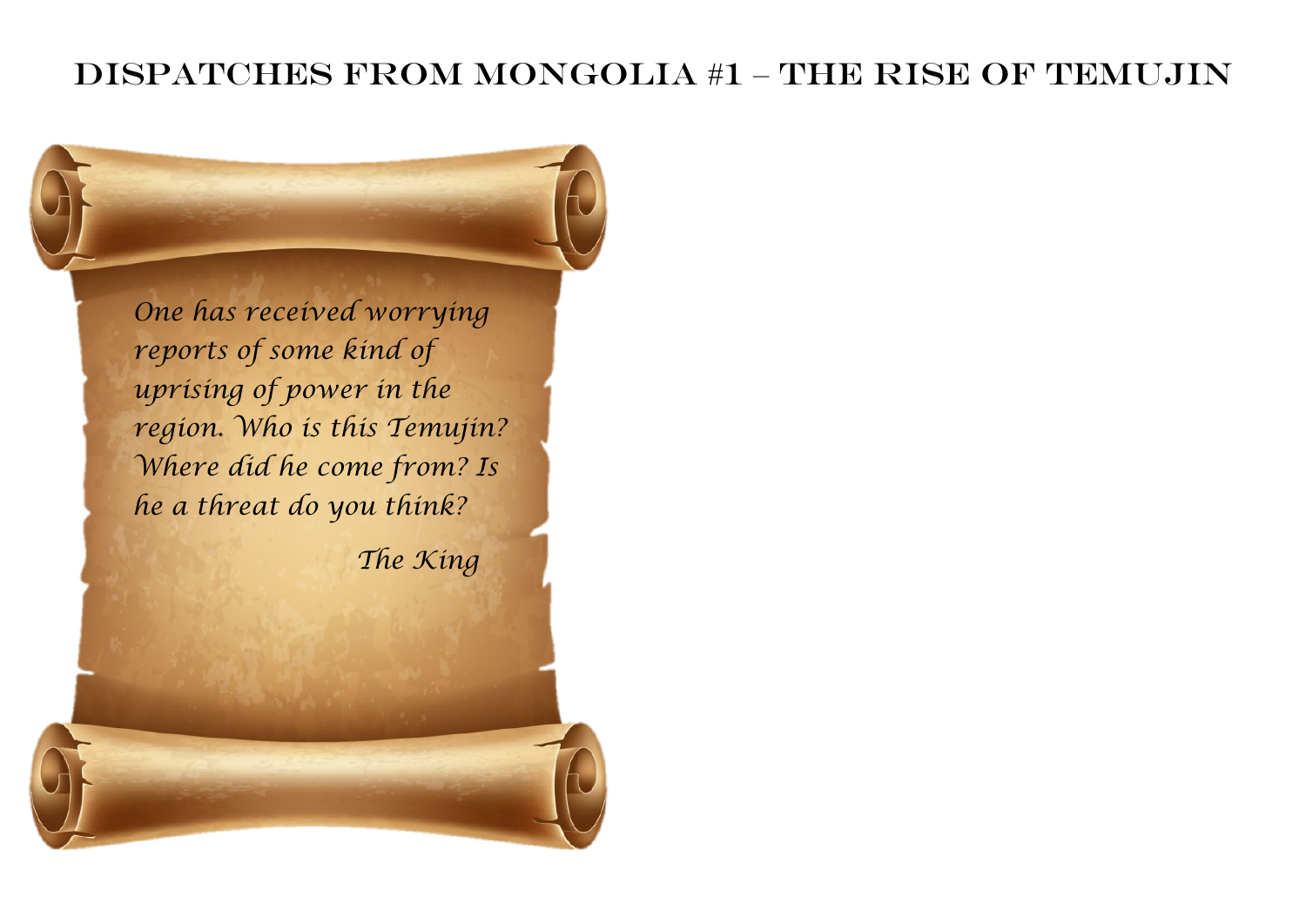# Dispatches from Mongolia #1 – The Rise of Temujin

*One has received worrying reports of some kind of uprising of power in the region. Who is this Temujin? Where did he come from? Is he a threat do you think?*

*The King*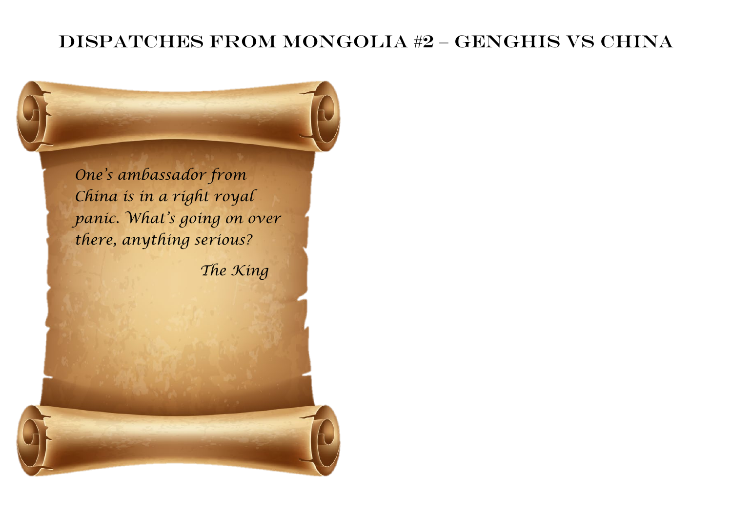# Dispatches from Mongolia #2 – Genghis vs China

*One's ambassador from China is in a right royal panic. What's going on over there, anything serious?*

*The King*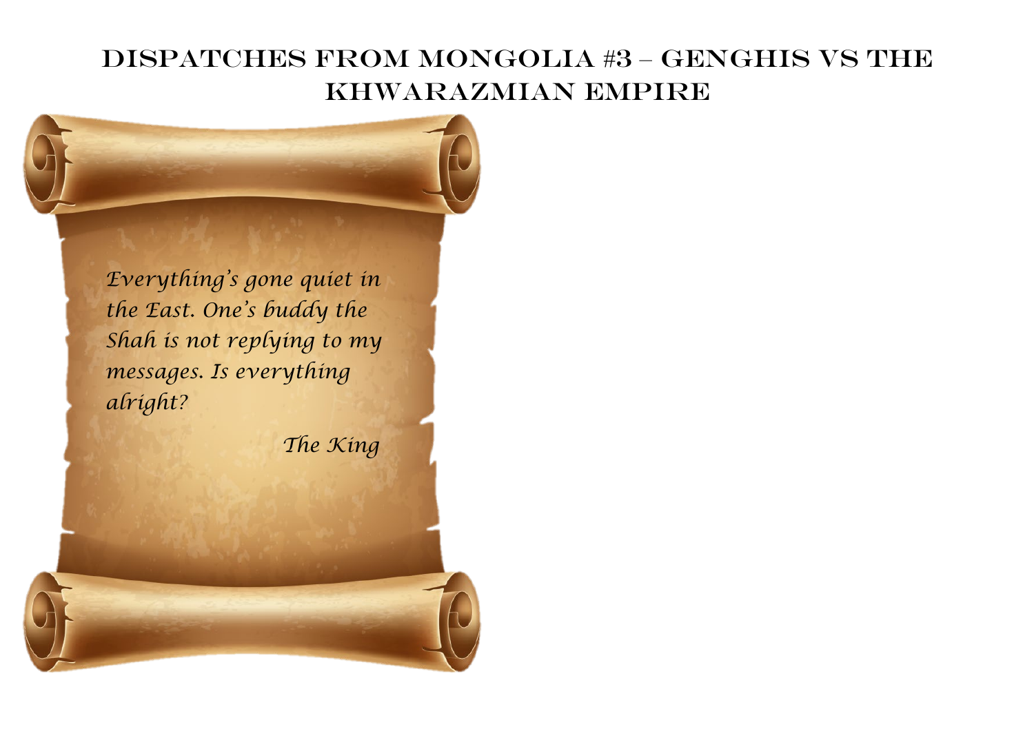# Dispatches from Mongolia #3 – Genghis vs the Khwarazmian Empire

*Everything's gone quiet in the East. One's buddy the Shah is not replying to my messages. Is everything alright?*

*The King*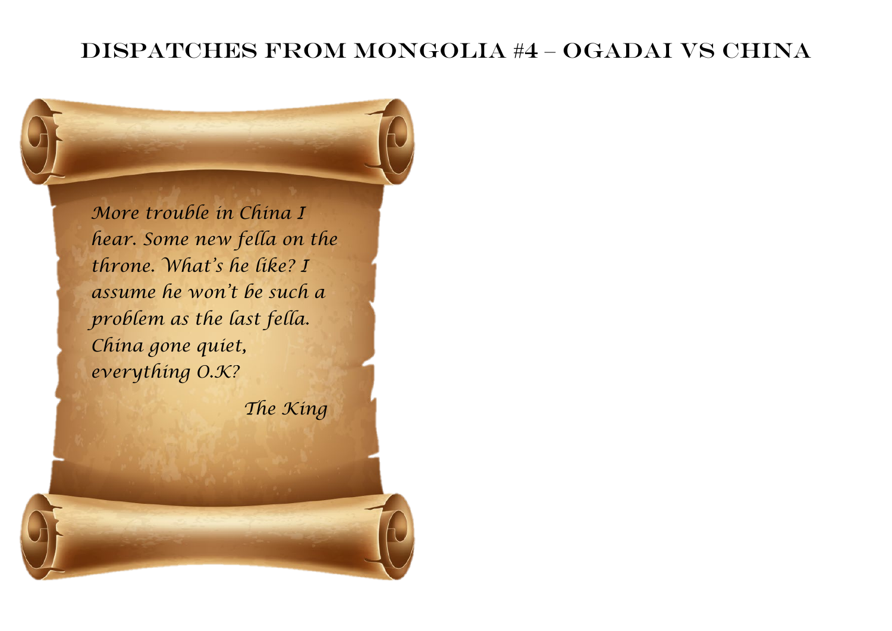# Dispatches from Mongolia #4 – Ogadai vs China

*More trouble in China I hear. Some new fella on the throne. What's he like? I assume he won't be such a problem as the last fella. China gone quiet, everything O.K?*

*The King*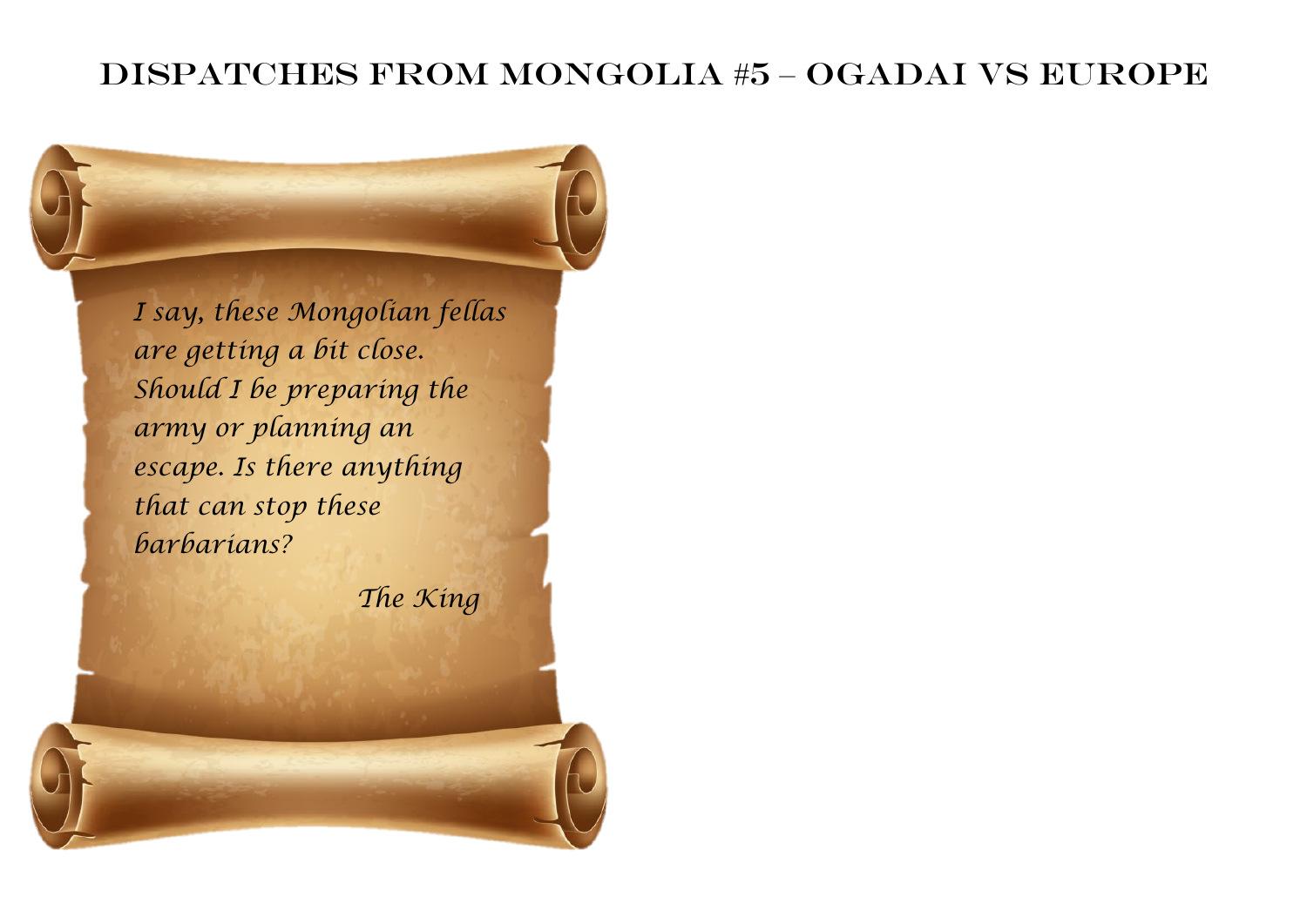# DISPATCHES FROM MONGOLIA #5 – OGADAI VS EUROPE

*I say, these Mongolian fellas are getting a bit close. Should I be preparing the army or planning an escape. Is there anything that can stop these barbarians?*

*The King*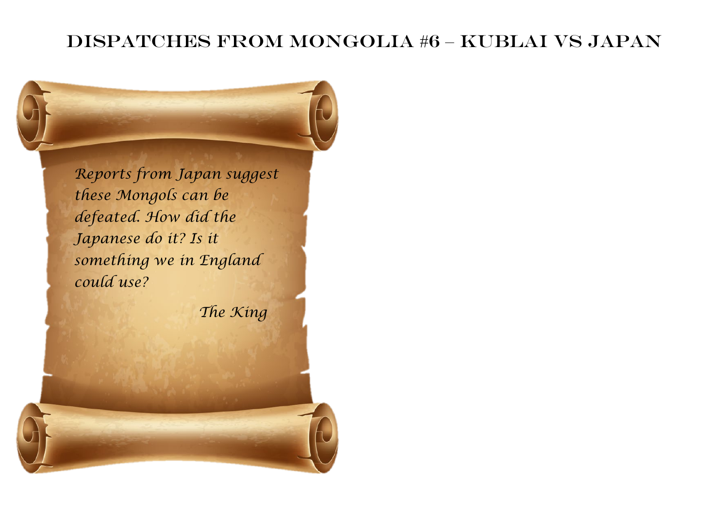# DISPATCHES FROM MONGOLIA #6 – KUBLAI VS JAPAN

*Reports from Japan suggest these Mongols can be defeated. How did the Japanese do it? Is it something we in England could use?*

*The King*